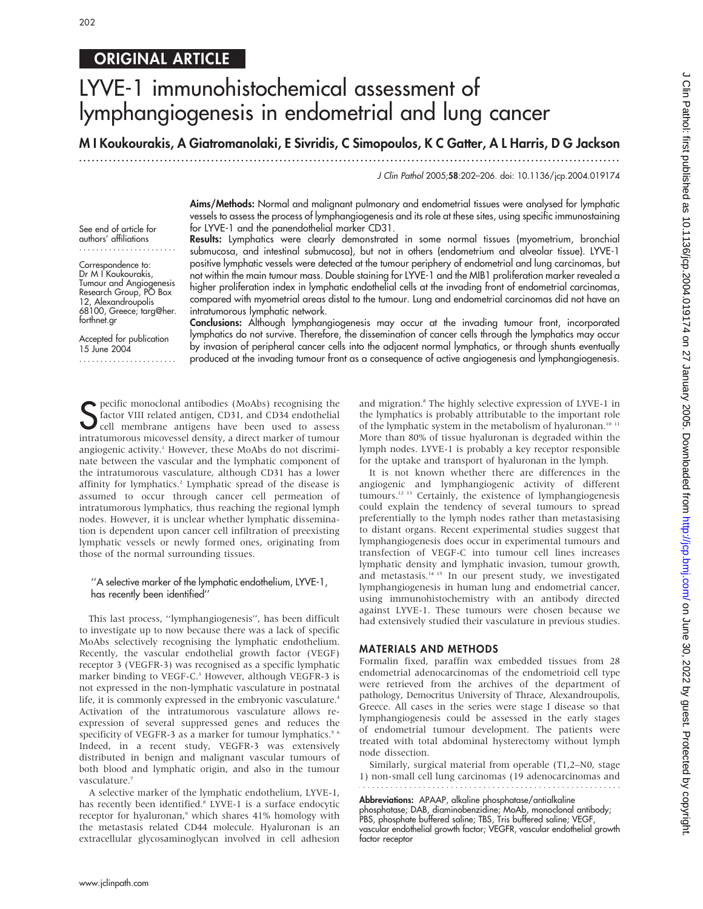ORIGINAL ARTICLE

# LYVE-1 immunohistochemical assessment of lymphangiogenesis in endometrial and lung cancer

**M I Koukourakis, A Giatromanolaki, E Sivridis, C Simopoulos, K C Gatter, A L Harris, D G Jackson**

J Clin Pathol 2005;**58**:202–206. doi: 10.1136/jcp.2004.019174

See end of article for authors' affiliations

Correspondence to: Dr M I Koukourakis, Tumour and Angiogenesis Research Group, PO Box 12, Alexandroupolis 68100, Greece; targ@her.forthnet.gr

Accepted for publication 15 June 2004

**Aims/Methods:** Normal and malignant pulmonary and endometrial tissues were analysed for lymphatic vessels to assess the process of lymphangiogenesis and its role at these sites, using specific immunostaining for LYVE-1 and the panendothelial marker CD31.

**Results:** Lymphatics were clearly demonstrated in some normal tissues (myometrium, bronchial submucosa, and intestinal submucosa), but not in others (endometrium and alveolar tissue). LYVE-1 positive lymphatic vessels were detected at the tumour periphery of endometrial and lung carcinomas, but not within the main tumour mass. Double staining for LYVE-1 and the MIB1 proliferation marker revealed a higher proliferation index in lymphatic endothelial cells at the invading front of endometrial carcinomas, compared with myometrial areas distal to the tumour. Lung and endometrial carcinomas did not have an intratumorous lymphatic network.

**Conclusions:** Although lymphangiogenesis may occur at the invading tumour front, incorporated lymphatics do not survive. Therefore, the dissemination of cancer cells through the lymphatics may occur by invasion of peripheral cancer cells into the adjacent normal lymphatics, or through shunts eventually produced at the invading tumour front as a consequence of active angiogenesis and lymphangiogenesis.

Specific monoclonal antibodies (MoAbs) recognising the factor VIII related antigen, CD31, and CD34 endothelial cell membrane antigens have been used to assess intratumorous micovessel density, a direct marker of tumour angiogenic activity.[1] However, these MoAbs do not discriminate between the vascular and the lymphatic component of the intratumorous vasculature, although CD31 has a lower affinity for lymphatics.[2] Lymphatic spread of the disease is assumed to occur through cancer cell permeation of intratumorous lymphatics, thus reaching the regional lymph nodes. However, it is unclear whether lymphatic dissemination is dependent upon cancer cell infiltration of preexisting lymphatic vessels or newly formed ones, originating from those of the normal surrounding tissues.

> "A selective marker of the lymphatic endothelium, LYVE-1, has recently been identified"

This last process, "lymphangiogenesis", has been difficult to investigate up to now because there was a lack of specific MoAbs selectively recognising the lymphatic endothelium. Recently, the vascular endothelial growth factor (VEGF) receptor 3 (VEGFR-3) was recognised as a specific lymphatic marker binding to VEGF-C.[3] However, although VEGFR-3 is not expressed in the non-lymphatic vasculature in postnatal life, it is commonly expressed in the embryonic vasculature.[4] Activation of the intratumorous vasculature allows re-expression of several suppressed genes and reduces the specificity of VEGFR-3 as a marker for tumour lymphatics.[5 6] Indeed, in a recent study, VEGFR-3 was extensively distributed in benign and malignant vascular tumours of both blood and lymphatic origin, and also in the tumour vasculature.[7]

A selective marker of the lymphatic endothelium, LYVE-1, has recently been identified.[8] LYVE-1 is a surface endocytic receptor for hyaluronan,[9] which shares 41% homology with the metastasis related CD44 molecule. Hyaluronan is an extracellular glycosaminoglycan involved in cell adhesion and migration.[8] The highly selective expression of LYVE-1 in the lymphatics is probably attributable to the important role of the lymphatic system in the metabolism of hyaluronan.[10 11] More than 80% of tissue hyaluronan is degraded within the lymph nodes. LYVE-1 is probably a key receptor responsible for the uptake and transport of hyaluronan in the lymph.

It is not known whether there are differences in the angiogenic and lymphangiogenic activity of different tumours.[12 13] Certainly, the existence of lymphangiogenesis could explain the tendency of several tumours to spread preferentially to the lymph nodes rather than metastasising to distant organs. Recent experimental studies suggest that lymphangiogenesis does occur in experimental tumours and transfection of VEGF-C into tumour cell lines increases lymphatic density and lymphatic invasion, tumour growth, and metastasis.[14 15] In our present study, we investigated lymphangiogenesis in human lung and endometrial cancer, using immunohistochemistry with an antibody directed against LYVE-1. These tumours were chosen because we had extensively studied their vasculature in previous studies.

## MATERIALS AND METHODS

Formalin fixed, paraffin wax embedded tissues from 28 endometrial adenocarcinomas of the endometrioid cell type were retrieved from the archives of the department of pathology, Democritus University of Thrace, Alexandroupolis, Greece. All cases in the series were stage I disease so that lymphangiogenesis could be assessed in the early stages of endometrial tumour development. The patients were treated with total abdominal hysterectomy without lymph node dissection.

Similarly, surgical material from operable (T1,2–N0, stage 1) non-small cell lung carcinomas (19 adenocarcinomas and

**Abbreviations:** APAAP, alkaline phosphatase/antialkaline phosphatase; DAB, diaminobenzidine; MoAb, monoclonal antibody; PBS, phosphate buffered saline; TBS, Tris buffered saline; VEGF, vascular endothelial growth factor; VEGFR, vascular endothelial growth factor receptor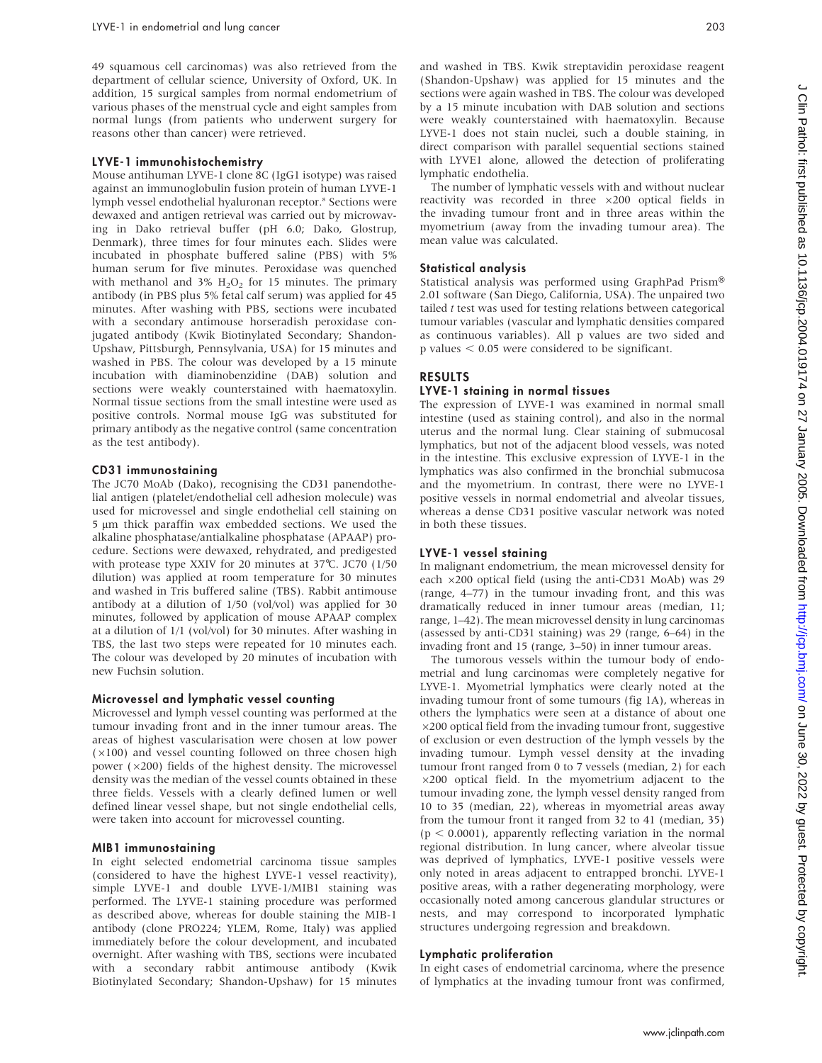49 squamous cell carcinomas) was also retrieved from the department of cellular science, University of Oxford, UK. In addition, 15 surgical samples from normal endometrium of various phases of the menstrual cycle and eight samples from normal lungs (from patients who underwent surgery for reasons other than cancer) were retrieved.

### LYVE-1 immunohistochemistry

Mouse antihuman LYVE-1 clone 8C (IgG1 isotype) was raised against an immunoglobulin fusion protein of human LYVE-1 lymph vessel endothelial hyaluronan receptor.[8] Sections were dewaxed and antigen retrieval was carried out by microwaving in Dako retrieval buffer (pH 6.0; Dako, Glostrup, Denmark), three times for four minutes each. Slides were incubated in phosphate buffered saline (PBS) with 5% human serum for five minutes. Peroxidase was quenched with methanol and 3% $H_2O_2$ for 15 minutes. The primary antibody (in PBS plus 5% fetal calf serum) was applied for 45 minutes. After washing with PBS, sections were incubated with a secondary antimouse horseradish peroxidase conjugated antibody (Kwik Biotinylated Secondary; Shandon-Upshaw, Pittsburgh, Pennsylvania, USA) for 15 minutes and washed in PBS. The colour was developed by a 15 minute incubation with diaminobenzidine (DAB) solution and sections were weakly counterstained with haematoxylin. Normal tissue sections from the small intestine were used as positive controls. Normal mouse IgG was substituted for primary antibody as the negative control (same concentration as the test antibody).

### CD31 immunostaining

The JC70 MoAb (Dako), recognising the CD31 panendothelial antigen (platelet/endothelial cell adhesion molecule) was used for microvessel and single endothelial cell staining on 5 µm thick paraffin wax embedded sections. We used the alkaline phosphatase/antialkaline phosphatase (APAAP) procedure. Sections were dewaxed, rehydrated, and predigested with protease type XXIV for 20 minutes at 37°C. JC70 (1/50 dilution) was applied at room temperature for 30 minutes and washed in Tris buffered saline (TBS). Rabbit antimouse antibody at a dilution of 1/50 (vol/vol) was applied for 30 minutes, followed by application of mouse APAAP complex at a dilution of 1/1 (vol/vol) for 30 minutes. After washing in TBS, the last two steps were repeated for 10 minutes each. The colour was developed by 20 minutes of incubation with new Fuchsin solution.

### Microvessel and lymphatic vessel counting

Microvessel and lymph vessel counting was performed at the tumour invading front and in the inner tumour areas. The areas of highest vascularisation were chosen at low power (×100) and vessel counting followed on three chosen high power (×200) fields of the highest density. The microvessel density was the median of the vessel counts obtained in these three fields. Vessels with a clearly defined lumen or well defined linear vessel shape, but not single endothelial cells, were taken into account for microvessel counting.

### MIB1 immunostaining

In eight selected endometrial carcinoma tissue samples (considered to have the highest LYVE-1 vessel reactivity), simple LYVE-1 and double LYVE-1/MIB1 staining was performed. The LYVE-1 staining procedure was performed as described above, whereas for double staining the MIB-1 antibody (clone PRO224; YLEM, Rome, Italy) was applied immediately before the colour development, and incubated overnight. After washing with TBS, sections were incubated with a secondary rabbit antimouse antibody (Kwik Biotinylated Secondary; Shandon-Upshaw) for 15 minutes and washed in TBS. Kwik streptavidin peroxidase reagent (Shandon-Upshaw) was applied for 15 minutes and the sections were again washed in TBS. The colour was developed by a 15 minute incubation with DAB solution and sections were weakly counterstained with haematoxylin. Because LYVE-1 does not stain nuclei, such a double staining, in direct comparison with parallel sequential sections stained with LYVE1 alone, allowed the detection of proliferating lymphatic endothelia.

The number of lymphatic vessels with and without nuclear reactivity was recorded in three ×200 optical fields in the invading tumour front and in three areas within the myometrium (away from the invading tumour area). The mean value was calculated.

### Statistical analysis

Statistical analysis was performed using GraphPad Prism® 2.01 software (San Diego, California, USA). The unpaired two tailed *t* test was used for testing relations between categorical tumour variables (vascular and lymphatic densities compared as continuous variables). All p values are two sided and p values $< 0.05$ were considered to be significant.

## RESULTS

### LYVE-1 staining in normal tissues

The expression of LYVE-1 was examined in normal small intestine (used as staining control), and also in the normal uterus and the normal lung. Clear staining of submucosal lymphatics, but not of the adjacent blood vessels, was noted in the intestine. This exclusive expression of LYVE-1 in the lymphatics was also confirmed in the bronchial submucosa and the myometrium. In contrast, there were no LYVE-1 positive vessels in normal endometrial and alveolar tissues, whereas a dense CD31 positive vascular network was noted in both these tissues.

### LYVE-1 vessel staining

In malignant endometrium, the mean microvessel density for each ×200 optical field (using the anti-CD31 MoAb) was 29 (range, 4–77) in the tumour invading front, and this was dramatically reduced in inner tumour areas (median, 11; range, 1–42). The mean microvessel density in lung carcinomas (assessed by anti-CD31 staining) was 29 (range, 6–64) in the invading front and 15 (range, 3–50) in inner tumour areas.

The tumorous vessels within the tumour body of endometrial and lung carcinomas were completely negative for LYVE-1. Myometrial lymphatics were clearly noted at the invading tumour front of some tumours (fig 1A), whereas in others the lymphatics were seen at a distance of about one ×200 optical field from the invading tumour front, suggestive of exclusion or even destruction of the lymph vessels by the invading tumour. Lymph vessel density at the invading tumour front ranged from 0 to 7 vessels (median, 2) for each ×200 optical field. In the myometrium adjacent to the tumour invading zone, the lymph vessel density ranged from 10 to 35 (median, 22), whereas in myometrial areas away from the tumour front it ranged from 32 to 41 (median, 35) ($p < 0.0001$), apparently reflecting variation in the normal regional distribution. In lung cancer, where alveolar tissue was deprived of lymphatics, LYVE-1 positive vessels were only noted in areas adjacent to entrapped bronchi. LYVE-1 positive areas, with a rather degenerating morphology, were occasionally noted among cancerous glandular structures or nests, and may correspond to incorporated lymphatic structures undergoing regression and breakdown.

### Lymphatic proliferation

In eight cases of endometrial carcinoma, where the presence of lymphatics at the invading tumour front was confirmed,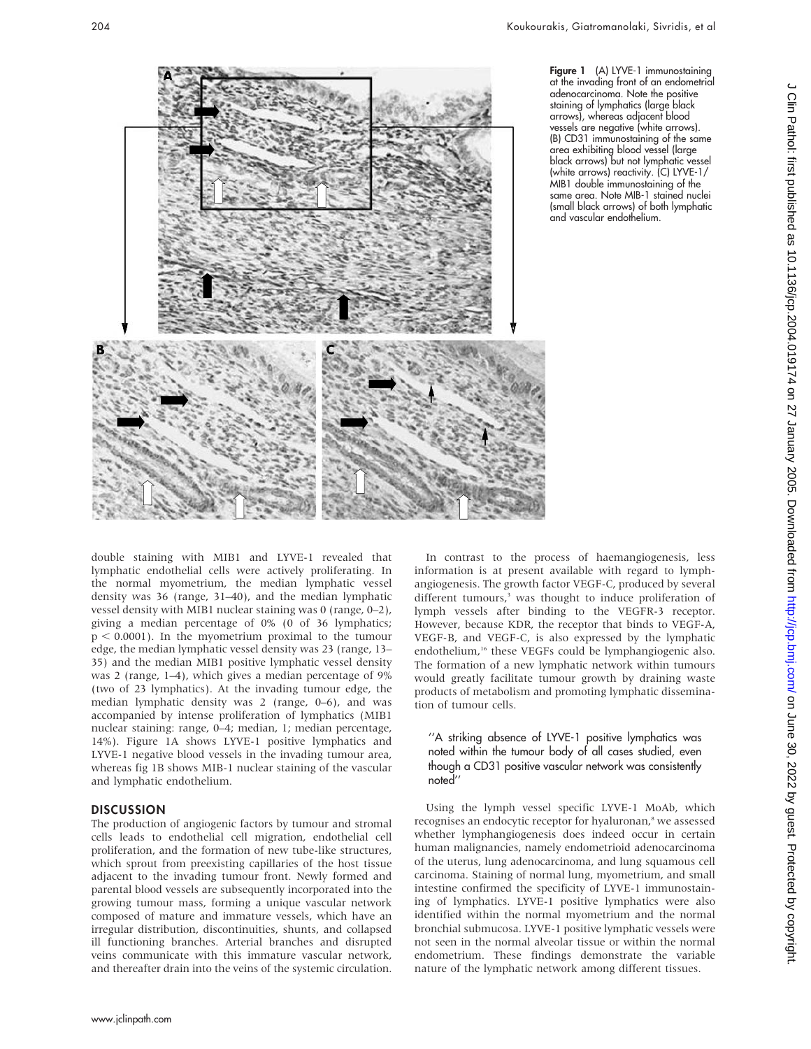Figure 1 (A) LYVE-1 immunostaining at the invading front of an endometrial adenocarcinoma. Note the positive staining of lymphatics (large black arrows), whereas adjacent blood vessels are negative (white arrows). (B) CD31 immunostaining of the same area exhibiting blood vessel (large black arrows) but not lymphatic vessel (white arrows) reactivity. (C) LYVE-1/MIB1 double immunostaining of the same area. Note MIB-1 stained nuclei (small black arrows) of both lymphatic and vascular endothelium.

double staining with MIB1 and LYVE-1 revealed that lymphatic endothelial cells were actively proliferating. In the normal myometrium, the median lymphatic vessel density was 36 (range, 31–40), and the median lymphatic vessel density with MIB1 nuclear staining was 0 (range, 0–2), giving a median percentage of 0% (0 of 36 lymphatics; $p < 0.0001$). In the myometrium proximal to the tumour edge, the median lymphatic vessel density was 23 (range, 13–35) and the median MIB1 positive lymphatic vessel density was 2 (range, 1–4), which gives a median percentage of 9% (two of 23 lymphatics). At the invading tumour edge, the median lymphatic density was 2 (range, 0–6), and was accompanied by intense proliferation of lymphatics (MIB1 nuclear staining: range, 0–4; median, 1; median percentage, 14%). Figure 1A shows LYVE-1 positive lymphatics and LYVE-1 negative blood vessels in the invading tumour area, whereas fig 1B shows MIB-1 nuclear staining of the vascular and lymphatic endothelium.

## DISCUSSION

The production of angiogenic factors by tumour and stromal cells leads to endothelial cell migration, endothelial cell proliferation, and the formation of new tube-like structures, which sprout from preexisting capillaries of the host tissue adjacent to the invading tumour front. Newly formed and parental blood vessels are subsequently incorporated into the growing tumour mass, forming a unique vascular network composed of mature and immature vessels, which have an irregular distribution, discontinuities, shunts, and collapsed ill functioning branches. Arterial branches and disrupted veins communicate with this immature vascular network, and thereafter drain into the veins of the systemic circulation.

In contrast to the process of haemangiogenesis, less information is at present available with regard to lymphangiogenesis. The growth factor VEGF-C, produced by several different tumours,[3] was thought to induce proliferation of lymph vessels after binding to the VEGFR-3 receptor. However, because KDR, the receptor that binds to VEGF-A, VEGF-B, and VEGF-C, is also expressed by the lymphatic endothelium,[16] these VEGFs could be lymphangiogenic also. The formation of a new lymphatic network within tumours would greatly facilitate tumour growth by draining waste products of metabolism and promoting lymphatic dissemination of tumour cells.

> "A striking absence of LYVE-1 positive lymphatics was noted within the tumour body of all cases studied, even though a CD31 positive vascular network was consistently noted"

Using the lymph vessel specific LYVE-1 MoAb, which recognises an endocytic receptor for hyaluronan,[8] we assessed whether lymphangiogenesis does indeed occur in certain human malignancies, namely endometrioid adenocarcinoma of the uterus, lung adenocarcinoma, and lung squamous cell carcinoma. Staining of normal lung, myometrium, and small intestine confirmed the specificity of LYVE-1 immunostaining of lymphatics. LYVE-1 positive lymphatics were also identified within the normal myometrium and the normal bronchial submucosa. LYVE-1 positive lymphatic vessels were not seen in the normal alveolar tissue or within the normal endometrium. These findings demonstrate the variable nature of the lymphatic network among different tissues.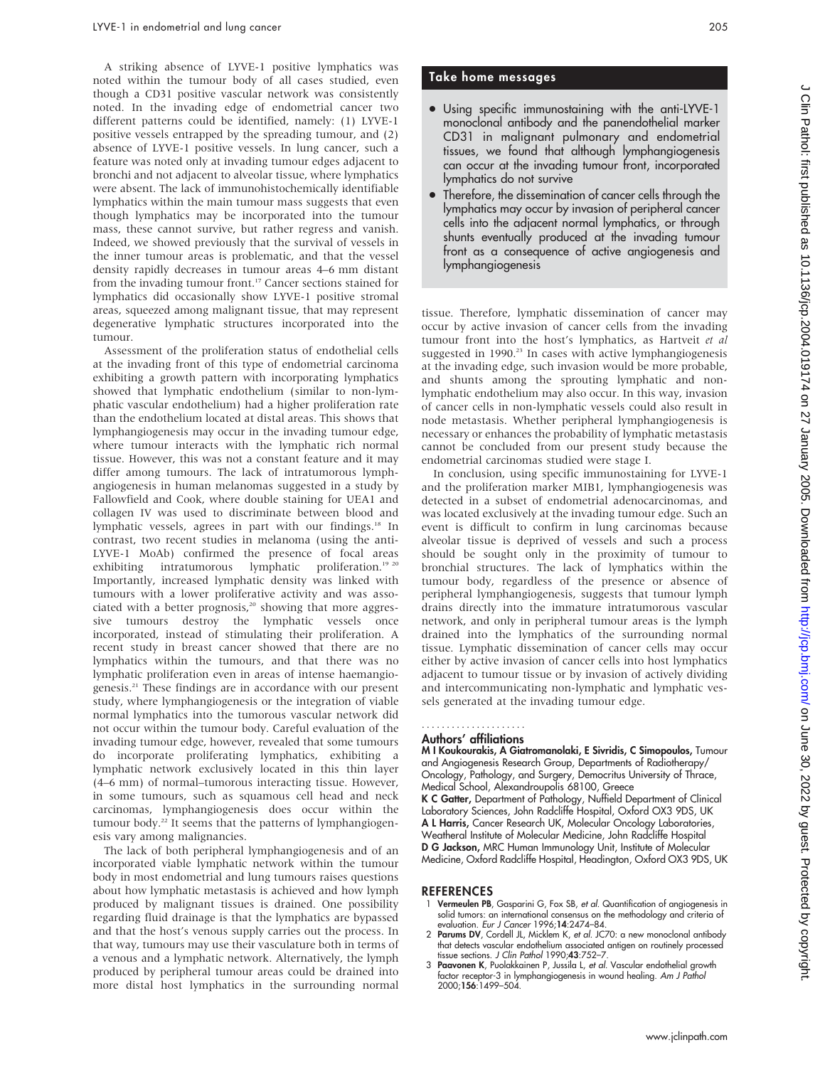A striking absence of LYVE-1 positive lymphatics was noted within the tumour body of all cases studied, even though a CD31 positive vascular network was consistently noted. In the invading edge of endometrial cancer two different patterns could be identified, namely: (1) LYVE-1 positive vessels entrapped by the spreading tumour, and (2) absence of LYVE-1 positive vessels. In lung cancer, such a feature was noted only at invading tumour edges adjacent to bronchi and not adjacent to alveolar tissue, where lymphatics were absent. The lack of immunohistochemically identifiable lymphatics within the main tumour mass suggests that even though lymphatics may be incorporated into the tumour mass, these cannot survive, but rather regress and vanish. Indeed, we showed previously that the survival of vessels in the inner tumour areas is problematic, and that the vessel density rapidly decreases in tumour areas 4–6 mm distant from the invading tumour front.[17] Cancer sections stained for lymphatics did occasionally show LYVE-1 positive stromal areas, squeezed among malignant tissue, that may represent degenerative lymphatic structures incorporated into the tumour.

Assessment of the proliferation status of endothelial cells at the invading front of this type of endometrial carcinoma exhibiting a growth pattern with incorporating lymphatics showed that lymphatic endothelium (similar to non-lymphatic vascular endothelium) had a higher proliferation rate than the endothelium located at distal areas. This shows that lymphangiogenesis may occur in the invading tumour edge, where tumour interacts with the lymphatic rich normal tissue. However, this was not a constant feature and it may differ among tumours. The lack of intratumorous lymphangiogenesis in human melanomas suggested in a study by Fallowfield and Cook, where double staining for UEA1 and collagen IV was used to discriminate between blood and lymphatic vessels, agrees in part with our findings.[18] In contrast, two recent studies in melanoma (using the anti-LYVE-1 MoAb) confirmed the presence of focal areas exhibiting intratumorous lymphatic proliferation.[19,20] Importantly, increased lymphatic density was linked with tumours with a lower proliferative activity and was associated with a better prognosis,[20] showing that more aggressive tumours destroy the lymphatic vessels once incorporated, instead of stimulating their proliferation. A recent study in breast cancer showed that there are no lymphatics within the tumours, and that there was no lymphatic proliferation even in areas of intense haemangiogenesis.[21] These findings are in accordance with our present study, where lymphangiogenesis or the integration of viable normal lymphatics into the tumorous vascular network did not occur within the tumour body. Careful evaluation of the invading tumour edge, however, revealed that some tumours do incorporate proliferating lymphatics, exhibiting a lymphatic network exclusively located in this thin layer (4–6 mm) of normal–tumorous interacting tissue. However, in some tumours, such as squamous cell head and neck carcinomas, lymphangiogenesis does occur within the tumour body.[22] It seems that the patterns of lymphangiogenesis vary among malignancies.

The lack of both peripheral lymphangiogenesis and of an incorporated viable lymphatic network within the tumour body in most endometrial and lung tumours raises questions about how lymphatic metastasis is achieved and how lymph produced by malignant tissues is drained. One possibility regarding fluid drainage is that the lymphatics are bypassed and that the host's venous supply carries out the process. In that way, tumours may use their vasculature both in terms of a venous and a lymphatic network. Alternatively, the lymph produced by peripheral tumour areas could be drained into more distal host lymphatics in the surrounding normal tissue. Therefore, lymphatic dissemination of cancer may occur by active invasion of cancer cells from the invading tumour front into the host's lymphatics, as Hartveit *et al* suggested in 1990.[23] In cases with active lymphangiogenesis at the invading edge, such invasion would be more probable, and shunts among the sprouting lymphatic and non-lymphatic endothelium may also occur. In this way, invasion of cancer cells in non-lymphatic vessels could also result in node metastasis. Whether peripheral lymphangiogenesis is necessary or enhances the probability of lymphatic metastasis cannot be concluded from our present study because the endometrial carcinomas studied were stage I.

In conclusion, using specific immunostaining for LYVE-1 and the proliferation marker MIB1, lymphangiogenesis was detected in a subset of endometrial adenocarcinomas, and was located exclusively at the invading tumour edge. Such an event is difficult to confirm in lung carcinomas because alveolar tissue is deprived of vessels and such a process should be sought only in the proximity of tumour to bronchial structures. The lack of lymphatics within the tumour body, regardless of the presence or absence of peripheral lymphangiogenesis, suggests that tumour lymph drains directly into the immature intratumorous vascular network, and only in peripheral tumour areas is the lymph drained into the lymphatics of the surrounding normal tissue. Lymphatic dissemination of cancer cells may occur either by active invasion of cancer cells into host lymphatics adjacent to tumour tissue or by invasion of actively dividing and intercommunicating non-lymphatic and lymphatic vessels generated at the invading tumour edge.

## Take home messages

- Using specific immunostaining with the anti-LYVE-1 monoclonal antibody and the panendothelial marker CD31 in malignant pulmonary and endometrial tissues, we found that although lymphangiogenesis can occur at the invading tumour front, incorporated lymphatics do not survive
- Therefore, the dissemination of cancer cells through the lymphatics may occur by invasion of peripheral cancer cells into the adjacent normal lymphatics, or through shunts eventually produced at the invading tumour front as a consequence of active angiogenesis and lymphangiogenesis

### Authors' affiliations

**M I Koukourakis, A Giatromanolaki, E Sivridis, C Simopoulos,** Tumour and Angiogenesis Research Group, Departments of Radiotherapy/Oncology, Pathology, and Surgery, Democritus University of Thrace, Medical School, Alexandroupolis 68100, Greece
**K C Gatter,** Department of Pathology, Nuffield Department of Clinical Laboratory Sciences, John Radcliffe Hospital, Oxford OX3 9DS, UK
**A L Harris,** Cancer Research UK, Molecular Oncology Laboratories, Weatheral Institute of Molecular Medicine, John Radcliffe Hospital
**D G Jackson,** MRC Human Immunology Unit, Institute of Molecular Medicine, Oxford Radcliffe Hospital, Headington, Oxford OX3 9DS, UK

## REFERENCES

1. **Vermeulen PB**, Gasparini G, Fox SB, *et al*. Quantification of angiogenesis in solid tumors: an international consensus on the methodology and criteria of evaluation. *Eur J Cancer* 1996;**14**:2474–84.
2. **Parums DV**, Cordell JL, Micklem K, *et al*. JC70: a new monoclonal antibody that detects vascular endothelium associated antigen on routinely processed tissue sections. *J Clin Pathol* 1990;**43**:752–7.
3. **Paavonen K**, Puolakkainen P, Jussila L, *et al*. Vascular endothelial growth factor receptor-3 in lymphangiogenesis in wound healing. *Am J Pathol* 2000;**156**:1499–504.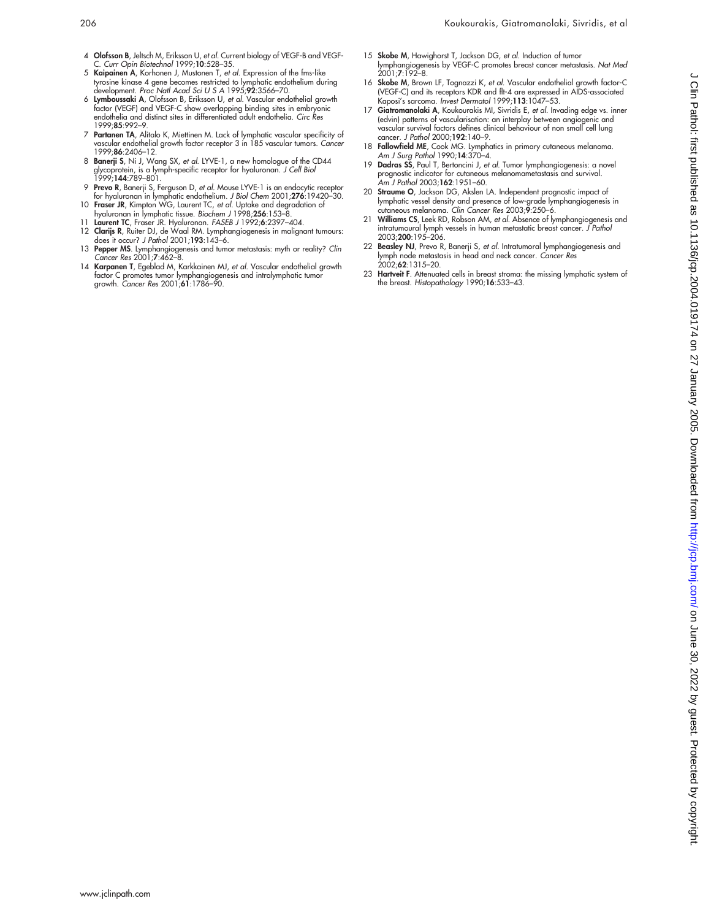4 **Olofsson B**, Jeltsch M, Eriksson U, *et al*. Current biology of VEGF-B and VEGF-C. *Curr Opin Biotechnol* 1999;**10**:528–35.

5 **Kaipainen A**, Korhonen J, Mustonen T, *et al*. Expression of the fms-like tyrosine kinase 4 gene becomes restricted to lymphatic endothelium during development. *Proc Natl Acad Sci U S A* 1995;**92**:3566–70.

6 **Lymboussaki A**, Olofsson B, Eriksson U, *et al*. Vascular endothelial growth factor (VEGF) and VEGF-C show overlapping binding sites in embryonic endothelia and distinct sites in differentiated adult endothelia. *Circ Res* 1999;**85**:992–9.

7 **Partanen TA**, Alitalo K, Miettinen M. Lack of lymphatic vascular specificity of vascular endothelial growth factor receptor 3 in 185 vascular tumors. *Cancer* 1999;**86**:2406–12.

8 **Banerji S**, Ni J, Wang SX, *et al*. LYVE-1, a new homologue of the CD44 glycoprotein, is a lymph-specific receptor for hyaluronan. *J Cell Biol* 1999;**144**:789–801.

9 **Prevo R**, Banerji S, Ferguson D, *et al*. Mouse LYVE-1 is an endocytic receptor for hyaluronan in lymphatic endothelium. *J Biol Chem* 2001;**276**:19420–30.

10 **Fraser JR**, Kimpton WG, Laurent TC, *et al*. Uptake and degradation of hyaluronan in lymphatic tissue. *Biochem J* 1998;**256**:153–8.

11 **Laurent TC**, Fraser JR. Hyaluronan. *FASEB J* 1992;**6**:2397–404.

12 **Clarijs R**, Ruiter DJ, de Waal RM. Lymphangiogenesis in malignant tumours: does it occur? *J Pathol* 2001;**193**:143–6.

13 **Pepper MS**. Lymphangiogenesis and tumor metastasis: myth or reality? *Clin Cancer Res* 2001;**7**:462–8.

14 **Karpanen T**, Egeblad M, Karkkainen MJ, *et al*. Vascular endothelial growth factor C promotes tumor lymphangiogenesis and intralymphatic tumor growth. *Cancer Res* 2001;**61**:1786–90.

15 **Skobe M**, Hawighorst T, Jackson DG, *et al*. Induction of tumor lymphangiogenesis by VEGF-C promotes breast cancer metastasis. *Nat Med* 2001;**7**:192–8.

16 **Skobe M**, Brown LF, Tognazzi K, *et al*. Vascular endothelial growth factor-C (VEGF-C) and its receptors KDR and flt-4 are expressed in AIDS-associated Kaposi's sarcoma. *Invest Dermatol* 1999;**113**:1047–53.

17 **Giatromanolaki A**, Koukourakis MI, Sivridis E, *et al*. Invading edge vs. inner (edvin) patterns of vascularisation: an interplay between angiogenic and vascular survival factors defines clinical behaviour of non small cell lung cancer. *J Pathol* 2000;**192**:140–9.

18 **Fallowfield ME**, Cook MG. Lymphatics in primary cutaneous melanoma. *Am J Surg Pathol* 1990;**14**:370–4.

19 **Dadras SS**, Paul T, Bertoncini J, *et al*. Tumor lymphangiogenesis: a novel prognostic indicator for cutaneous melanomametastasis and survival. *Am J Pathol* 2003;**162**:1951–60.

20 **Straume O**, Jackson DG, Akslen LA. Independent prognostic impact of lymphatic vessel density and presence of low-grade lymphangiogenesis in cutaneous melanoma. *Clin Cancer Res* 2003;**9**:250–6.

21 **Williams CS**, Leek RD, Robson AM, *et al*. Absence of lymphangiogenesis and intratumoural lymph vessels in human metastatic breast cancer. *J Pathol* 2003;**200**:195–206.

22 **Beasley NJ**, Prevo R, Banerji S, *et al*. Intratumoral lymphangiogenesis and lymph node metastasis in head and neck cancer. *Cancer Res* 2002;**62**:1315–20.

23 **Hartveit F**. Attenuated cells in breast stroma: the missing lymphatic system of the breast. *Histopathology* 1990;**16**:533–43.